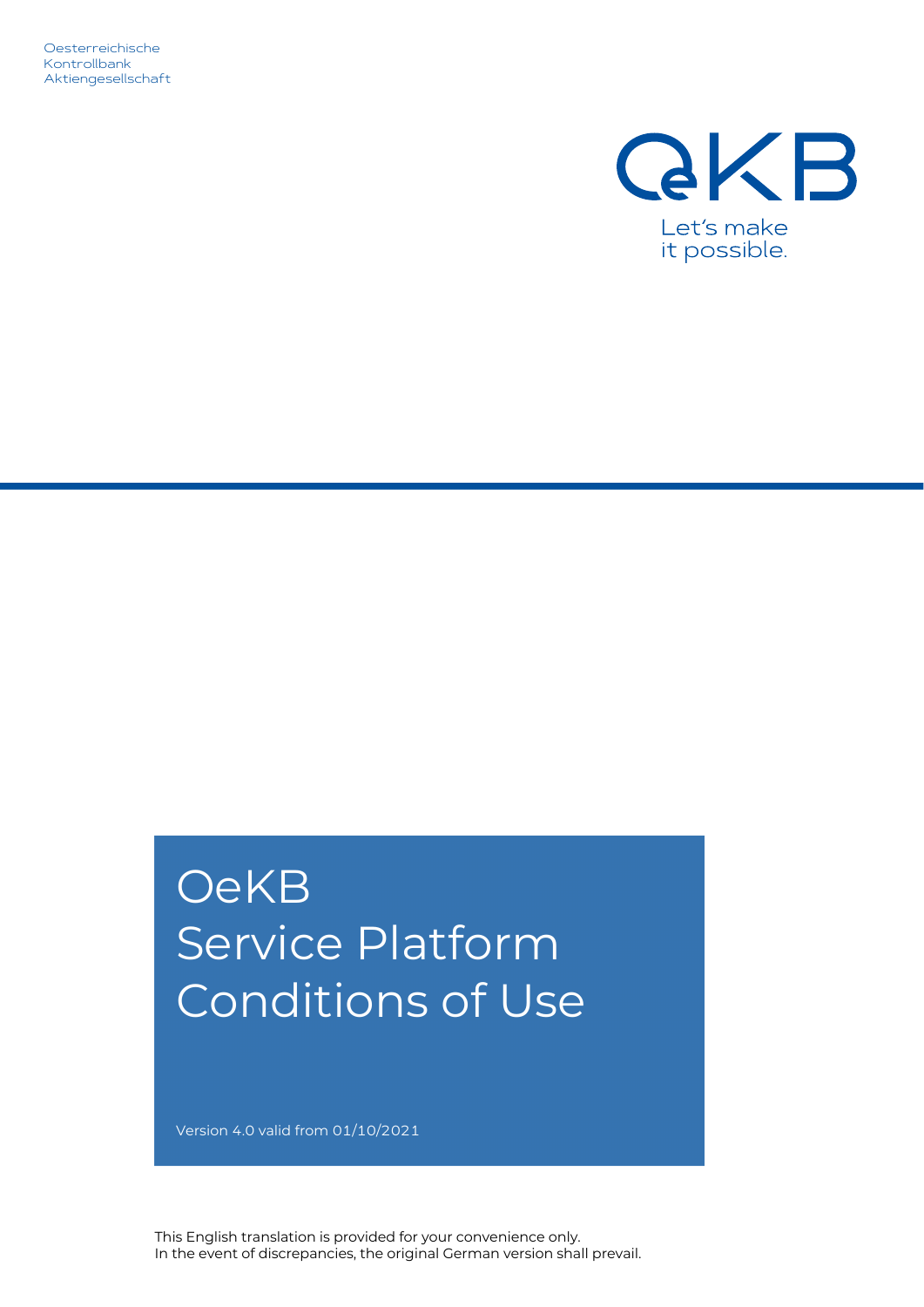Oesterreichische
Kontrollbank
Aktiengesellschaft

Let's make
it possible.

# OeKB Service Platform Conditions of Use

Version 4.0 valid from 01/10/2021

This English translation is provided for your convenience only.
In the event of discrepancies, the original German version shall prevail.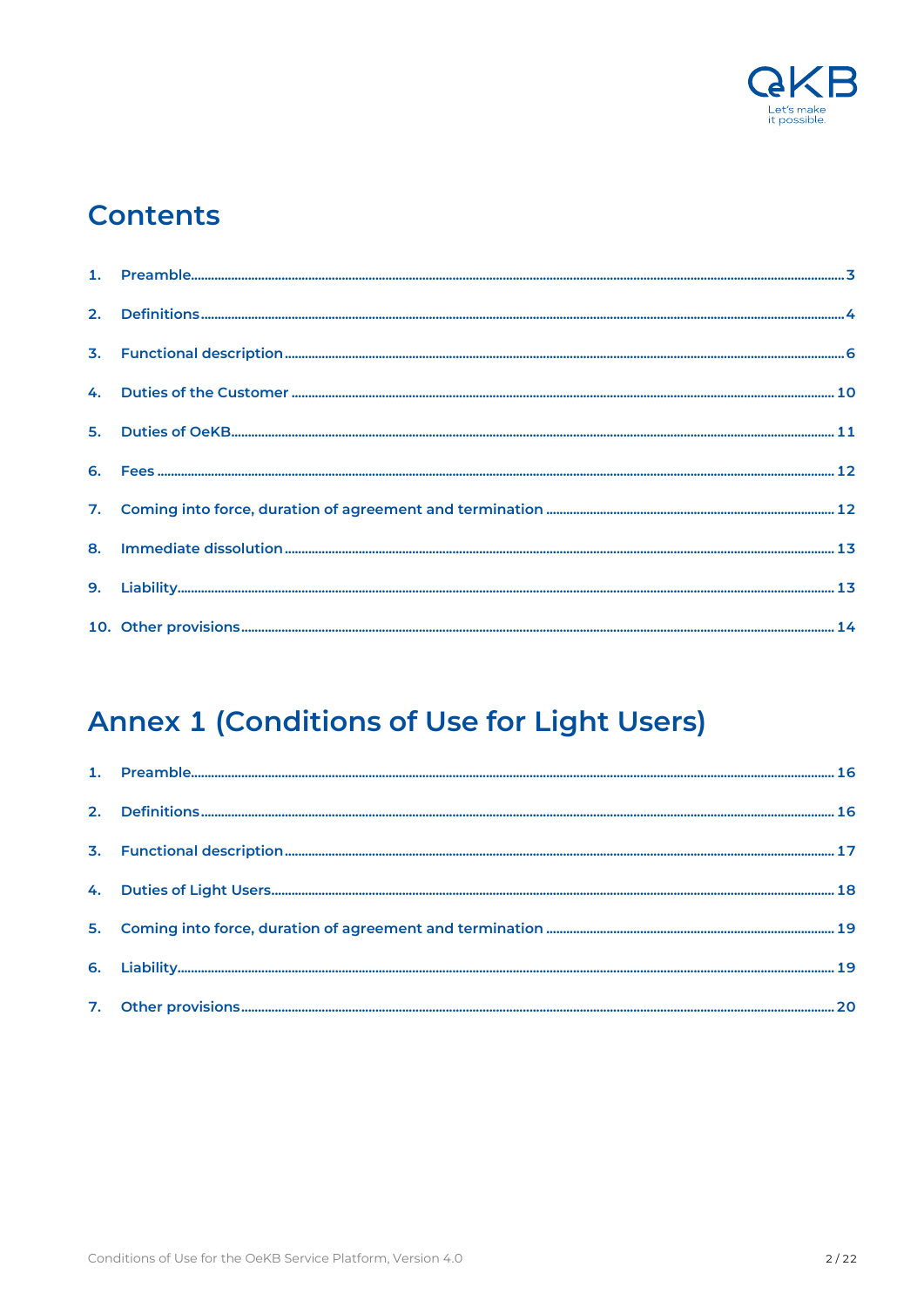# Contents

1. Preamble ..... 3
2. Definitions ..... 4
3. Functional description ..... 6
4. Duties of the Customer ..... 10
5. Duties of OeKB ..... 11
6. Fees ..... 12
7. Coming into force, duration of agreement and termination ..... 12
8. Immediate dissolution ..... 13
9. Liability ..... 13
10. Other provisions ..... 14

# Annex 1 (Conditions of Use for Light Users)

1. Preamble ..... 16
2. Definitions ..... 16
3. Functional description ..... 17
4. Duties of Light Users ..... 18
5. Coming into force, duration of agreement and termination ..... 19
6. Liability ..... 19
7. Other provisions ..... 20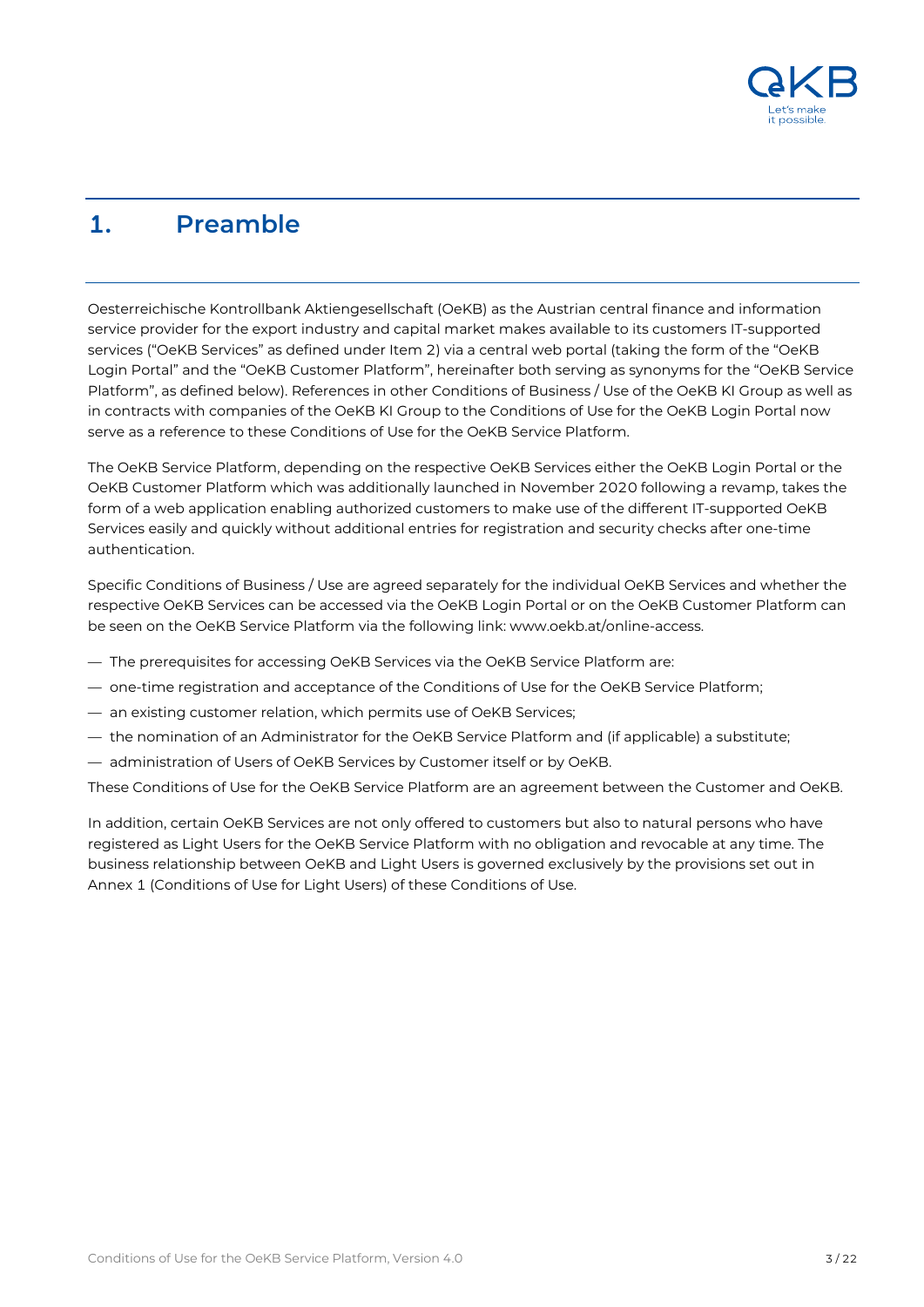# 1. Preamble

Oesterreichische Kontrollbank Aktiengesellschaft (OeKB) as the Austrian central finance and information service provider for the export industry and capital market makes available to its customers IT-supported services ("OeKB Services" as defined under Item 2) via a central web portal (taking the form of the "OeKB Login Portal" and the "OeKB Customer Platform", hereinafter both serving as synonyms for the "OeKB Service Platform", as defined below). References in other Conditions of Business / Use of the OeKB KI Group as well as in contracts with companies of the OeKB KI Group to the Conditions of Use for the OeKB Login Portal now serve as a reference to these Conditions of Use for the OeKB Service Platform.

The OeKB Service Platform, depending on the respective OeKB Services either the OeKB Login Portal or the OeKB Customer Platform which was additionally launched in November 2020 following a revamp, takes the form of a web application enabling authorized customers to make use of the different IT-supported OeKB Services easily and quickly without additional entries for registration and security checks after one-time authentication.

Specific Conditions of Business / Use are agreed separately for the individual OeKB Services and whether the respective OeKB Services can be accessed via the OeKB Login Portal or on the OeKB Customer Platform can be seen on the OeKB Service Platform via the following link: www.oekb.at/online-access.

- The prerequisites for accessing OeKB Services via the OeKB Service Platform are:
- one-time registration and acceptance of the Conditions of Use for the OeKB Service Platform;
- an existing customer relation, which permits use of OeKB Services;
- the nomination of an Administrator for the OeKB Service Platform and (if applicable) a substitute;
- administration of Users of OeKB Services by Customer itself or by OeKB.

These Conditions of Use for the OeKB Service Platform are an agreement between the Customer and OeKB.

In addition, certain OeKB Services are not only offered to customers but also to natural persons who have registered as Light Users for the OeKB Service Platform with no obligation and revocable at any time. The business relationship between OeKB and Light Users is governed exclusively by the provisions set out in Annex 1 (Conditions of Use for Light Users) of these Conditions of Use.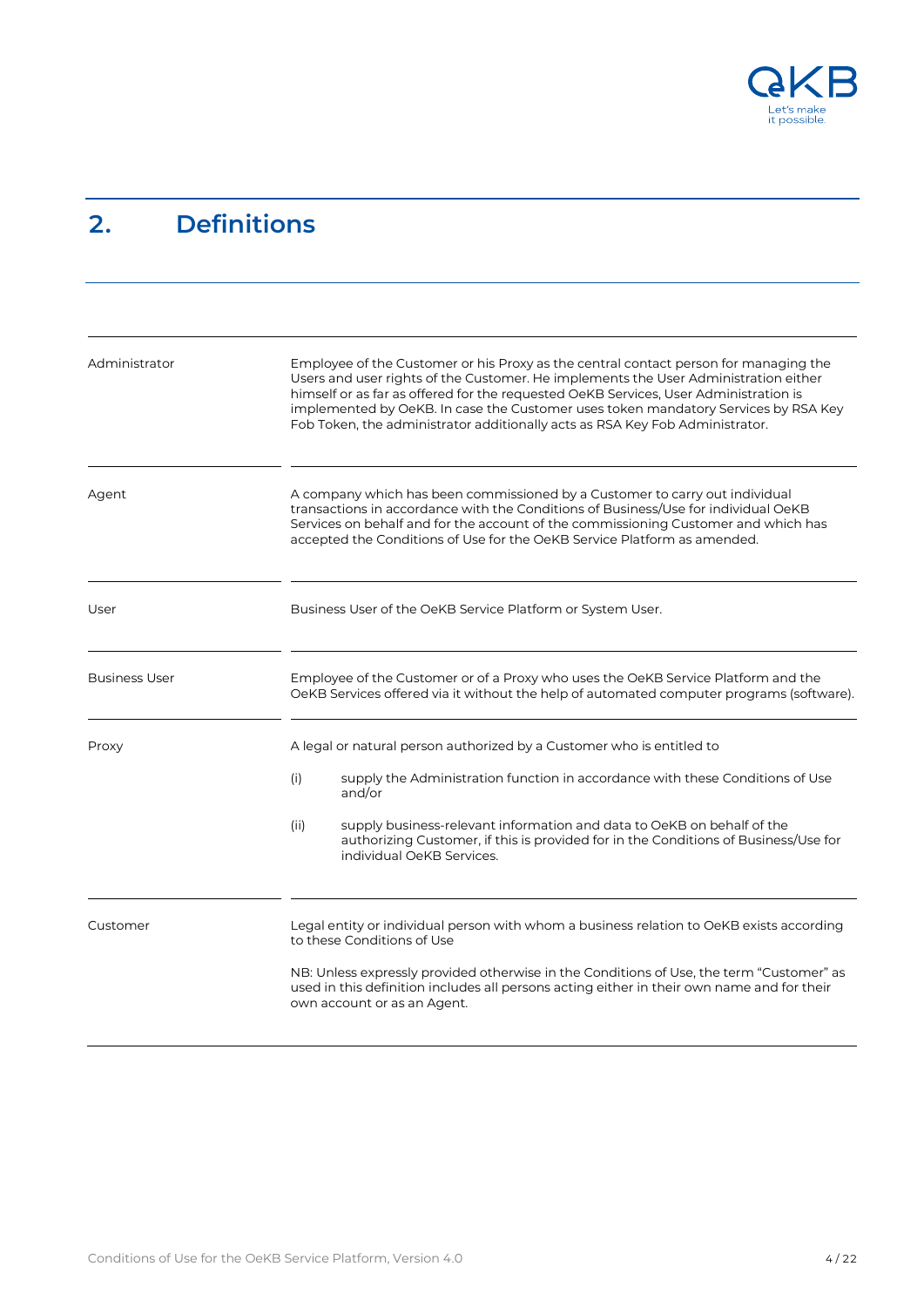## 2. Definitions

| | |
|---|---|
| Administrator | Employee of the Customer or his Proxy as the central contact person for managing the Users and user rights of the Customer. He implements the User Administration either himself or as far as offered for the requested OeKB Services, User Administration is implemented by OeKB. In case the Customer uses token mandatory Services by RSA Key Fob Token, the administrator additionally acts as RSA Key Fob Administrator. |
| Agent | A company which has been commissioned by a Customer to carry out individual transactions in accordance with the Conditions of Business/Use for individual OeKB Services on behalf and for the account of the commissioning Customer and which has accepted the Conditions of Use for the OeKB Service Platform as amended. |
| User | Business User of the OeKB Service Platform or System User. |
| Business User | Employee of the Customer or of a Proxy who uses the OeKB Service Platform and the OeKB Services offered via it without the help of automated computer programs (software). |
| Proxy | A legal or natural person authorized by a Customer who is entitled to<br><br>(i) supply the Administration function in accordance with these Conditions of Use and/or<br><br>(ii) supply business-relevant information and data to OeKB on behalf of the authorizing Customer, if this is provided for in the Conditions of Business/Use for individual OeKB Services. |
| Customer | Legal entity or individual person with whom a business relation to OeKB exists according to these Conditions of Use<br><br>NB: Unless expressly provided otherwise in the Conditions of Use, the term "Customer" as used in this definition includes all persons acting either in their own name and for their own account or as an Agent. |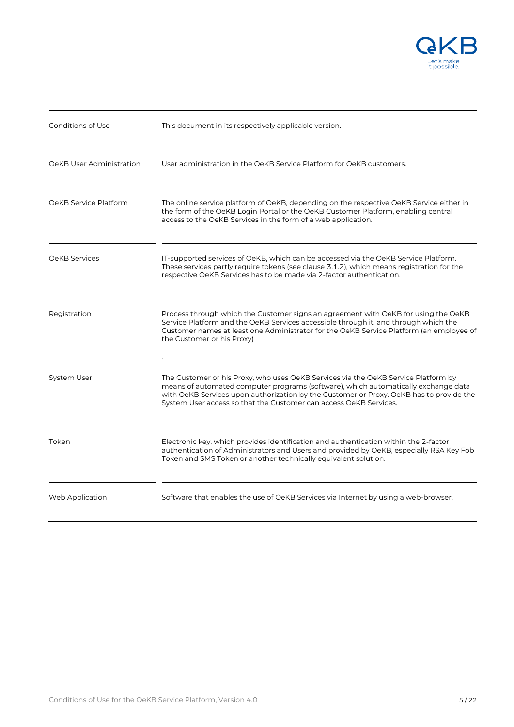| | |
|---|---|
| Conditions of Use | This document in its respectively applicable version. |
| OeKB User Administration | User administration in the OeKB Service Platform for OeKB customers. |
| OeKB Service Platform | The online service platform of OeKB, depending on the respective OeKB Service either in the form of the OeKB Login Portal or the OeKB Customer Platform, enabling central access to the OeKB Services in the form of a web application. |
| OeKB Services | IT-supported services of OeKB, which can be accessed via the OeKB Service Platform. These services partly require tokens (see clause 3.1.2), which means registration for the respective OeKB Services has to be made via 2-factor authentication. |
| Registration | Process through which the Customer signs an agreement with OeKB for using the OeKB Service Platform and the OeKB Services accessible through it, and through which the Customer names at least one Administrator for the OeKB Service Platform (an employee of the Customer or his Proxy) . |
| System User | The Customer or his Proxy, who uses OeKB Services via the OeKB Service Platform by means of automated computer programs (software), which automatically exchange data with OeKB Services upon authorization by the Customer or Proxy. OeKB has to provide the System User access so that the Customer can access OeKB Services. |
| Token | Electronic key, which provides identification and authentication within the 2-factor authentication of Administrators and Users and provided by OeKB, especially RSA Key Fob Token and SMS Token or another technically equivalent solution. |
| Web Application | Software that enables the use of OeKB Services via Internet by using a web-browser. |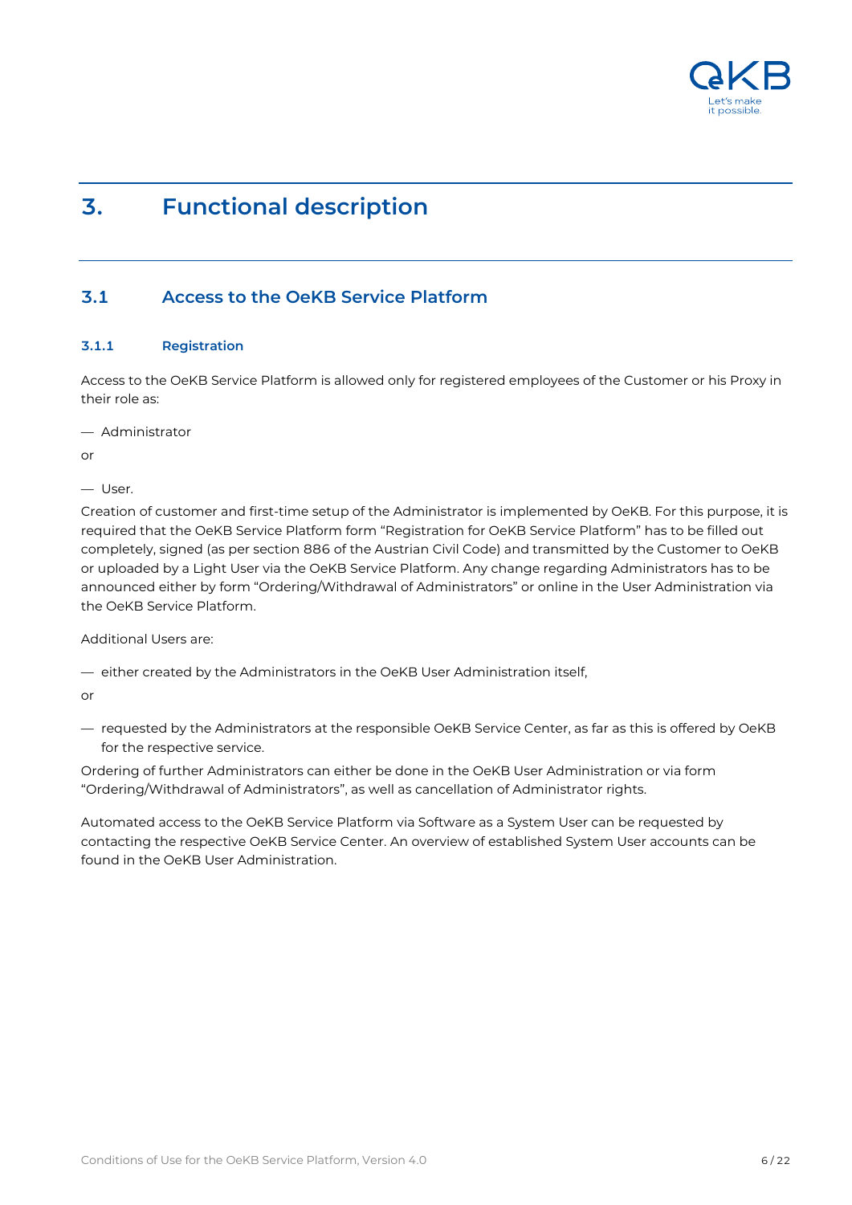# 3. Functional description

## 3.1 Access to the OeKB Service Platform

### 3.1.1 Registration

Access to the OeKB Service Platform is allowed only for registered employees of the Customer or his Proxy in their role as:

— Administrator

or

— User.

Creation of customer and first-time setup of the Administrator is implemented by OeKB. For this purpose, it is required that the OeKB Service Platform form "Registration for OeKB Service Platform" has to be filled out completely, signed (as per section 886 of the Austrian Civil Code) and transmitted by the Customer to OeKB or uploaded by a Light User via the OeKB Service Platform. Any change regarding Administrators has to be announced either by form "Ordering/Withdrawal of Administrators" or online in the User Administration via the OeKB Service Platform.

Additional Users are:

— either created by the Administrators in the OeKB User Administration itself,

or

— requested by the Administrators at the responsible OeKB Service Center, as far as this is offered by OeKB for the respective service.

Ordering of further Administrators can either be done in the OeKB User Administration or via form "Ordering/Withdrawal of Administrators", as well as cancellation of Administrator rights.

Automated access to the OeKB Service Platform via Software as a System User can be requested by contacting the respective OeKB Service Center. An overview of established System User accounts can be found in the OeKB User Administration.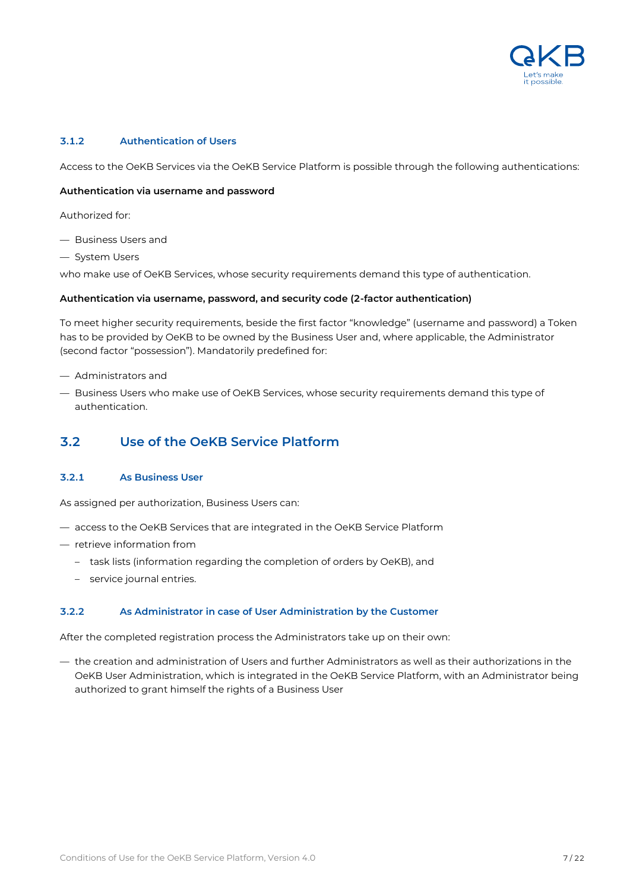### 3.1.2 Authentication of Users

Access to the OeKB Services via the OeKB Service Platform is possible through the following authentications:

**Authentication via username and password**

Authorized for:

- Business Users and
- System Users

who make use of OeKB Services, whose security requirements demand this type of authentication.

**Authentication via username, password, and security code (2-factor authentication)**

To meet higher security requirements, beside the first factor "knowledge" (username and password) a Token has to be provided by OeKB to be owned by the Business User and, where applicable, the Administrator (second factor "possession"). Mandatorily predefined for:

- Administrators and
- Business Users who make use of OeKB Services, whose security requirements demand this type of authentication.

## 3.2 Use of the OeKB Service Platform

### 3.2.1 As Business User

As assigned per authorization, Business Users can:

- access to the OeKB Services that are integrated in the OeKB Service Platform
- retrieve information from
  - task lists (information regarding the completion of orders by OeKB), and
  - service journal entries.

### 3.2.2 As Administrator in case of User Administration by the Customer

After the completed registration process the Administrators take up on their own:

- the creation and administration of Users and further Administrators as well as their authorizations in the OeKB User Administration, which is integrated in the OeKB Service Platform, with an Administrator being authorized to grant himself the rights of a Business User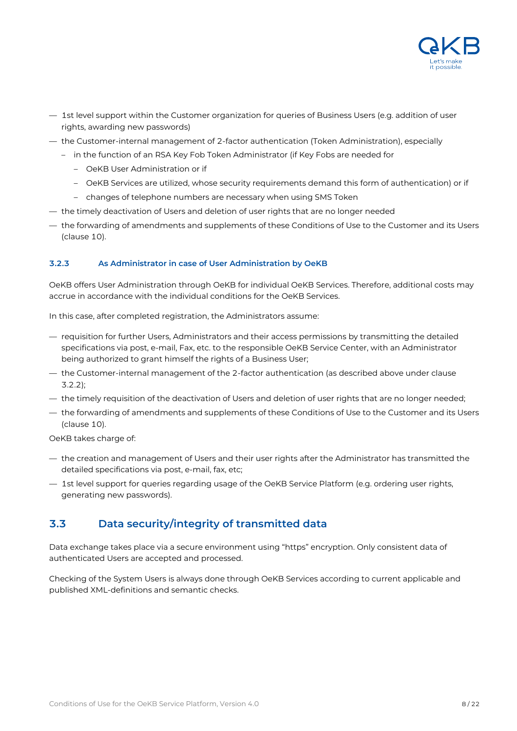- 1st level support within the Customer organization for queries of Business Users (e.g. addition of user rights, awarding new passwords)
- the Customer-internal management of 2-factor authentication (Token Administration), especially
  - in the function of an RSA Key Fob Token Administrator (if Key Fobs are needed for
    - OeKB User Administration or if
    - OeKB Services are utilized, whose security requirements demand this form of authentication) or if
    - changes of telephone numbers are necessary when using SMS Token
- the timely deactivation of Users and deletion of user rights that are no longer needed
- the forwarding of amendments and supplements of these Conditions of Use to the Customer and its Users (clause 10).

#### 3.2.3 As Administrator in case of User Administration by OeKB

OeKB offers User Administration through OeKB for individual OeKB Services. Therefore, additional costs may accrue in accordance with the individual conditions for the OeKB Services.

In this case, after completed registration, the Administrators assume:

- requisition for further Users, Administrators and their access permissions by transmitting the detailed specifications via post, e-mail, Fax, etc. to the responsible OeKB Service Center, with an Administrator being authorized to grant himself the rights of a Business User;
- the Customer-internal management of the 2-factor authentication (as described above under clause 3.2.2);
- the timely requisition of the deactivation of Users and deletion of user rights that are no longer needed;
- the forwarding of amendments and supplements of these Conditions of Use to the Customer and its Users (clause 10).

OeKB takes charge of:

- the creation and management of Users and their user rights after the Administrator has transmitted the detailed specifications via post, e-mail, fax, etc;
- 1st level support for queries regarding usage of the OeKB Service Platform (e.g. ordering user rights, generating new passwords).

## 3.3 Data security/integrity of transmitted data

Data exchange takes place via a secure environment using "https" encryption. Only consistent data of authenticated Users are accepted and processed.

Checking of the System Users is always done through OeKB Services according to current applicable and published XML-definitions and semantic checks.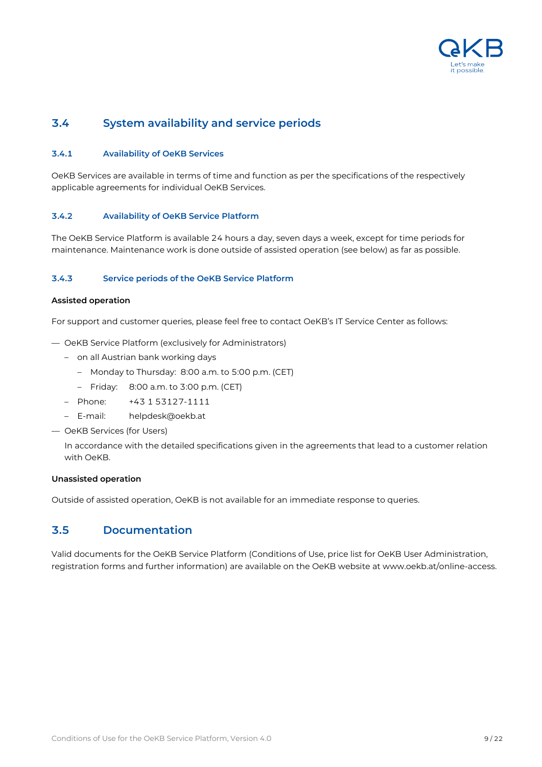## 3.4 System availability and service periods

### 3.4.1 Availability of OeKB Services

OeKB Services are available in terms of time and function as per the specifications of the respectively applicable agreements for individual OeKB Services.

### 3.4.2 Availability of OeKB Service Platform

The OeKB Service Platform is available 24 hours a day, seven days a week, except for time periods for maintenance. Maintenance work is done outside of assisted operation (see below) as far as possible.

### 3.4.3 Service periods of the OeKB Service Platform

**Assisted operation**

For support and customer queries, please feel free to contact OeKB's IT Service Center as follows:

- OeKB Service Platform (exclusively for Administrators)
  - on all Austrian bank working days
    - Monday to Thursday: 8:00 a.m. to 5:00 p.m. (CET)
    - Friday: 8:00 a.m. to 3:00 p.m. (CET)
  - Phone: +43 1 53127-1111
  - E-mail: helpdesk@oekb.at
- OeKB Services (for Users)

  In accordance with the detailed specifications given in the agreements that lead to a customer relation with OeKB.

**Unassisted operation**

Outside of assisted operation, OeKB is not available for an immediate response to queries.

## 3.5 Documentation

Valid documents for the OeKB Service Platform (Conditions of Use, price list for OeKB User Administration, registration forms and further information) are available on the OeKB website at www.oekb.at/online-access.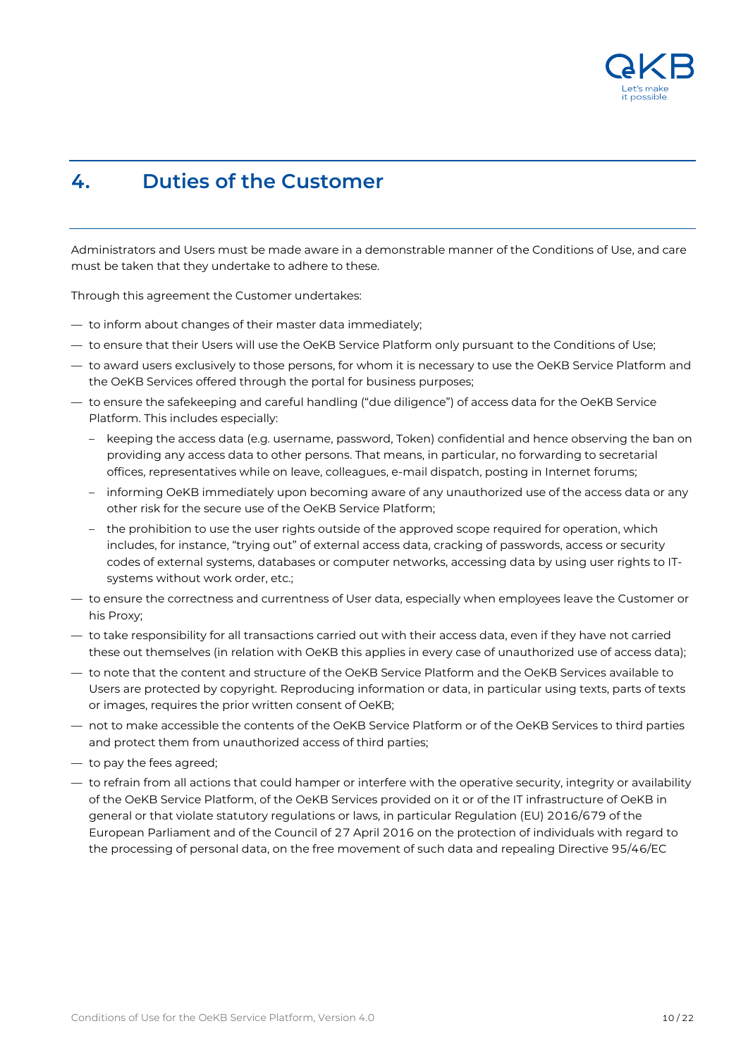## 4. Duties of the Customer

Administrators and Users must be made aware in a demonstrable manner of the Conditions of Use, and care must be taken that they undertake to adhere to these.

Through this agreement the Customer undertakes:

- to inform about changes of their master data immediately;
- to ensure that their Users will use the OeKB Service Platform only pursuant to the Conditions of Use;
- to award users exclusively to those persons, for whom it is necessary to use the OeKB Service Platform and the OeKB Services offered through the portal for business purposes;
- to ensure the safekeeping and careful handling ("due diligence") of access data for the OeKB Service Platform. This includes especially:
  - keeping the access data (e.g. username, password, Token) confidential and hence observing the ban on providing any access data to other persons. That means, in particular, no forwarding to secretarial offices, representatives while on leave, colleagues, e-mail dispatch, posting in Internet forums;
  - informing OeKB immediately upon becoming aware of any unauthorized use of the access data or any other risk for the secure use of the OeKB Service Platform;
  - the prohibition to use the user rights outside of the approved scope required for operation, which includes, for instance, "trying out" of external access data, cracking of passwords, access or security codes of external systems, databases or computer networks, accessing data by using user rights to IT-systems without work order, etc.;
- to ensure the correctness and currentness of User data, especially when employees leave the Customer or his Proxy;
- to take responsibility for all transactions carried out with their access data, even if they have not carried these out themselves (in relation with OeKB this applies in every case of unauthorized use of access data);
- to note that the content and structure of the OeKB Service Platform and the OeKB Services available to Users are protected by copyright. Reproducing information or data, in particular using texts, parts of texts or images, requires the prior written consent of OeKB;
- not to make accessible the contents of the OeKB Service Platform or of the OeKB Services to third parties and protect them from unauthorized access of third parties;
- to pay the fees agreed;
- to refrain from all actions that could hamper or interfere with the operative security, integrity or availability of the OeKB Service Platform, of the OeKB Services provided on it or of the IT infrastructure of OeKB in general or that violate statutory regulations or laws, in particular Regulation (EU) 2016/679 of the European Parliament and of the Council of 27 April 2016 on the protection of individuals with regard to the processing of personal data, on the free movement of such data and repealing Directive 95/46/EC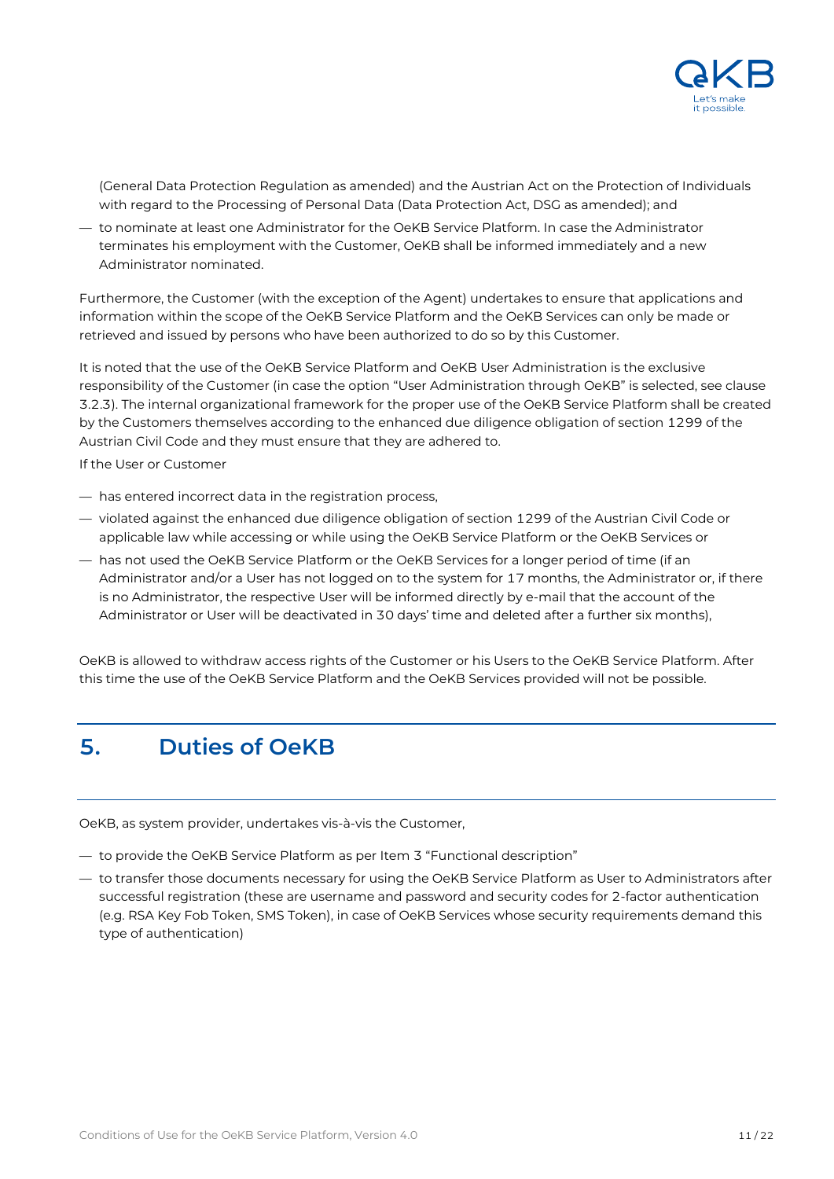(General Data Protection Regulation as amended) and the Austrian Act on the Protection of Individuals with regard to the Processing of Personal Data (Data Protection Act, DSG as amended); and

- to nominate at least one Administrator for the OeKB Service Platform. In case the Administrator terminates his employment with the Customer, OeKB shall be informed immediately and a new Administrator nominated.

Furthermore, the Customer (with the exception of the Agent) undertakes to ensure that applications and information within the scope of the OeKB Service Platform and the OeKB Services can only be made or retrieved and issued by persons who have been authorized to do so by this Customer.

It is noted that the use of the OeKB Service Platform and OeKB User Administration is the exclusive responsibility of the Customer (in case the option "User Administration through OeKB" is selected, see clause 3.2.3). The internal organizational framework for the proper use of the OeKB Service Platform shall be created by the Customers themselves according to the enhanced due diligence obligation of section 1299 of the Austrian Civil Code and they must ensure that they are adhered to.

If the User or Customer

- has entered incorrect data in the registration process,
- violated against the enhanced due diligence obligation of section 1299 of the Austrian Civil Code or applicable law while accessing or while using the OeKB Service Platform or the OeKB Services or
- has not used the OeKB Service Platform or the OeKB Services for a longer period of time (if an Administrator and/or a User has not logged on to the system for 17 months, the Administrator or, if there is no Administrator, the respective User will be informed directly by e-mail that the account of the Administrator or User will be deactivated in 30 days' time and deleted after a further six months),

OeKB is allowed to withdraw access rights of the Customer or his Users to the OeKB Service Platform. After this time the use of the OeKB Service Platform and the OeKB Services provided will not be possible.

## 5. Duties of OeKB

OeKB, as system provider, undertakes vis-à-vis the Customer,

- to provide the OeKB Service Platform as per Item 3 "Functional description"
- to transfer those documents necessary for using the OeKB Service Platform as User to Administrators after successful registration (these are username and password and security codes for 2-factor authentication (e.g. RSA Key Fob Token, SMS Token), in case of OeKB Services whose security requirements demand this type of authentication)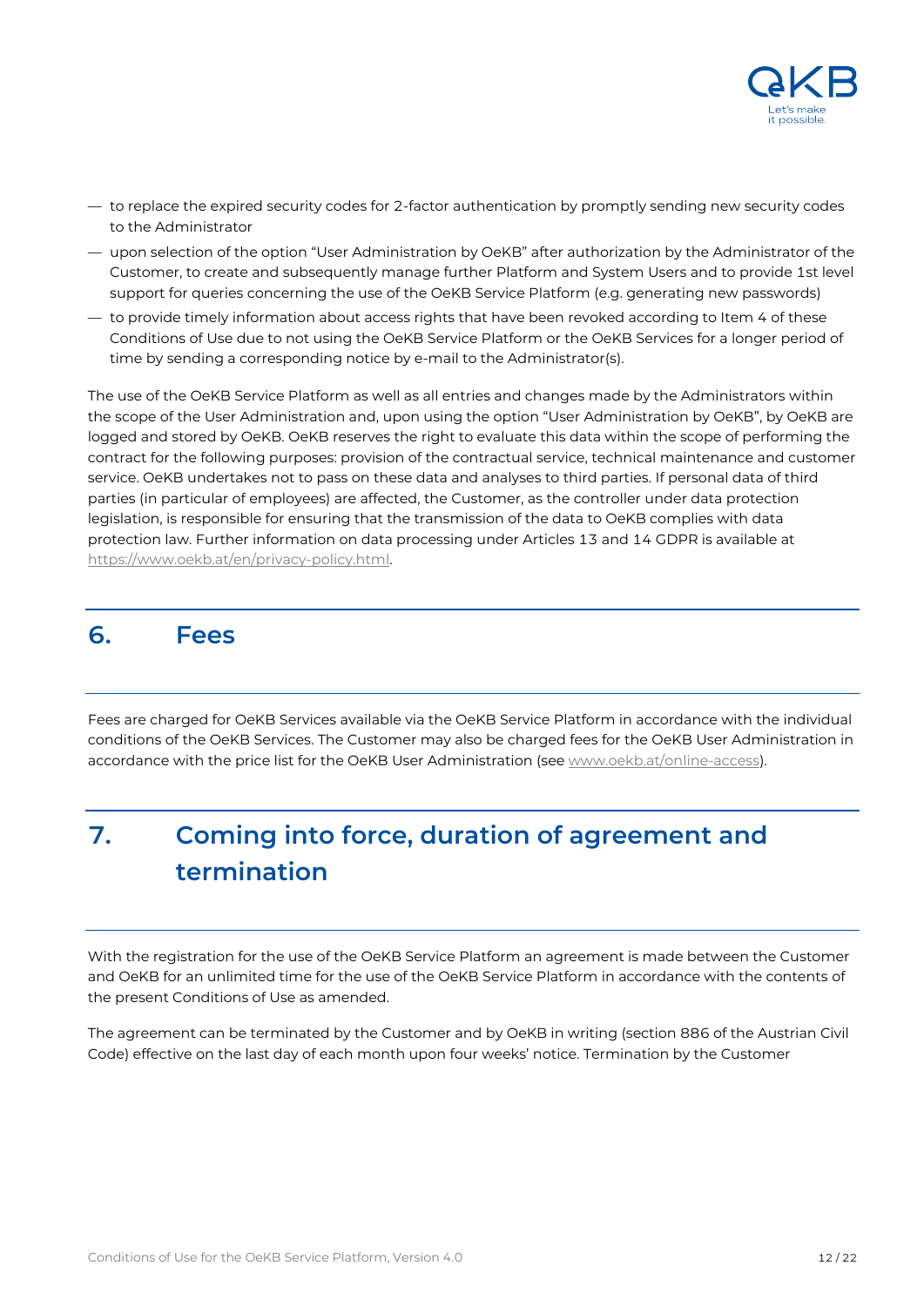- to replace the expired security codes for 2-factor authentication by promptly sending new security codes to the Administrator
- upon selection of the option "User Administration by OeKB" after authorization by the Administrator of the Customer, to create and subsequently manage further Platform and System Users and to provide 1st level support for queries concerning the use of the OeKB Service Platform (e.g. generating new passwords)
- to provide timely information about access rights that have been revoked according to Item 4 of these Conditions of Use due to not using the OeKB Service Platform or the OeKB Services for a longer period of time by sending a corresponding notice by e-mail to the Administrator(s).

The use of the OeKB Service Platform as well as all entries and changes made by the Administrators within the scope of the User Administration and, upon using the option "User Administration by OeKB", by OeKB are logged and stored by OeKB. OeKB reserves the right to evaluate this data within the scope of performing the contract for the following purposes: provision of the contractual service, technical maintenance and customer service. OeKB undertakes not to pass on these data and analyses to third parties. If personal data of third parties (in particular of employees) are affected, the Customer, as the controller under data protection legislation, is responsible for ensuring that the transmission of the data to OeKB complies with data protection law. Further information on data processing under Articles 13 and 14 GDPR is available at https://www.oekb.at/en/privacy-policy.html.

## 6. Fees

Fees are charged for OeKB Services available via the OeKB Service Platform in accordance with the individual conditions of the OeKB Services. The Customer may also be charged fees for the OeKB User Administration in accordance with the price list for the OeKB User Administration (see www.oekb.at/online-access).

## 7. Coming into force, duration of agreement and termination

With the registration for the use of the OeKB Service Platform an agreement is made between the Customer and OeKB for an unlimited time for the use of the OeKB Service Platform in accordance with the contents of the present Conditions of Use as amended.

The agreement can be terminated by the Customer and by OeKB in writing (section 886 of the Austrian Civil Code) effective on the last day of each month upon four weeks' notice. Termination by the Customer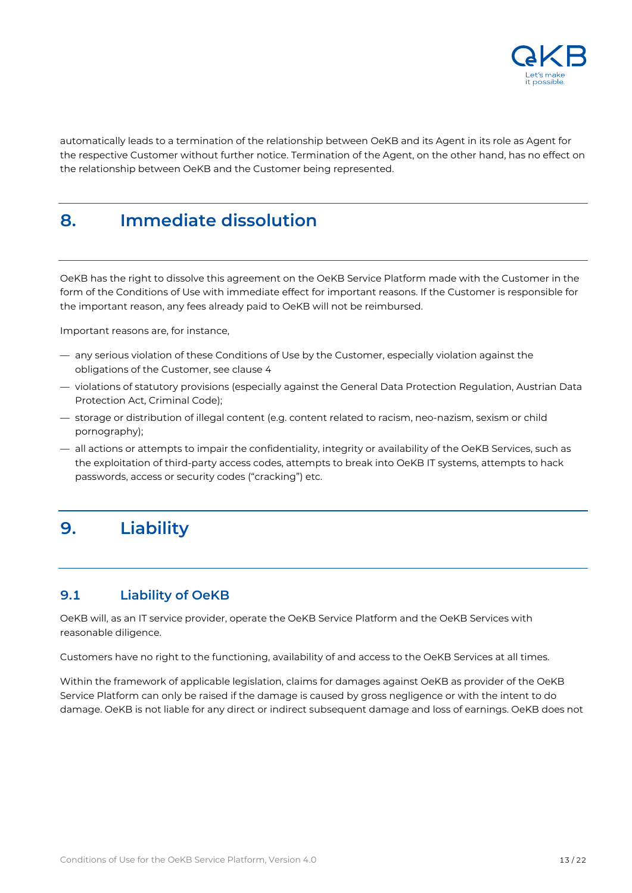automatically leads to a termination of the relationship between OeKB and its Agent in its role as Agent for the respective Customer without further notice. Termination of the Agent, on the other hand, has no effect on the relationship between OeKB and the Customer being represented.

# 8. Immediate dissolution

OeKB has the right to dissolve this agreement on the OeKB Service Platform made with the Customer in the form of the Conditions of Use with immediate effect for important reasons. If the Customer is responsible for the important reason, any fees already paid to OeKB will not be reimbursed.

Important reasons are, for instance,

- any serious violation of these Conditions of Use by the Customer, especially violation against the obligations of the Customer, see clause 4
- violations of statutory provisions (especially against the General Data Protection Regulation, Austrian Data Protection Act, Criminal Code);
- storage or distribution of illegal content (e.g. content related to racism, neo-nazism, sexism or child pornography);
- all actions or attempts to impair the confidentiality, integrity or availability of the OeKB Services, such as the exploitation of third-party access codes, attempts to break into OeKB IT systems, attempts to hack passwords, access or security codes ("cracking") etc.

# 9. Liability

## 9.1 Liability of OeKB

OeKB will, as an IT service provider, operate the OeKB Service Platform and the OeKB Services with reasonable diligence.

Customers have no right to the functioning, availability of and access to the OeKB Services at all times.

Within the framework of applicable legislation, claims for damages against OeKB as provider of the OeKB Service Platform can only be raised if the damage is caused by gross negligence or with the intent to do damage. OeKB is not liable for any direct or indirect subsequent damage and loss of earnings. OeKB does not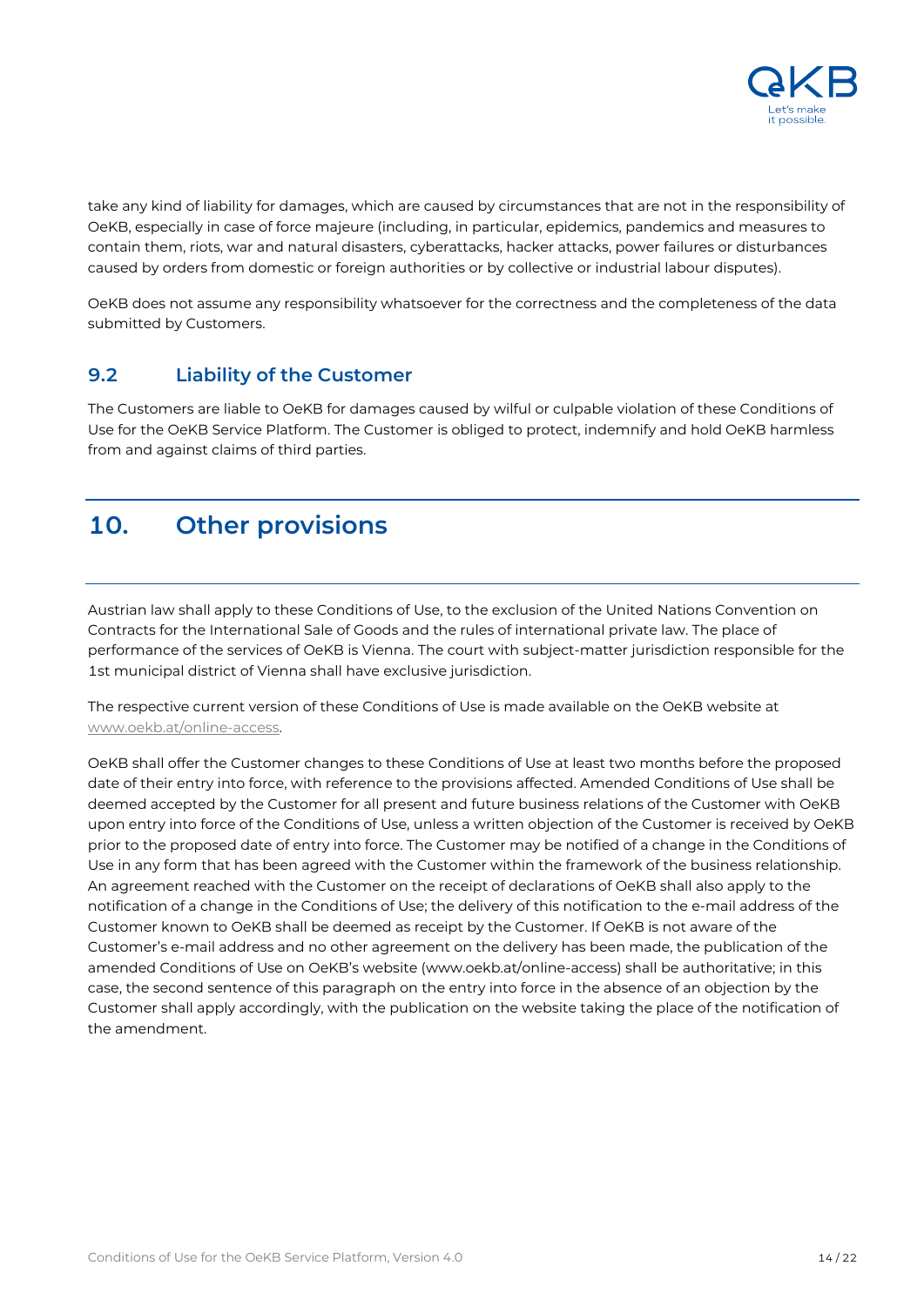take any kind of liability for damages, which are caused by circumstances that are not in the responsibility of OeKB, especially in case of force majeure (including, in particular, epidemics, pandemics and measures to contain them, riots, war and natural disasters, cyberattacks, hacker attacks, power failures or disturbances caused by orders from domestic or foreign authorities or by collective or industrial labour disputes).

OeKB does not assume any responsibility whatsoever for the correctness and the completeness of the data submitted by Customers.

### 9.2 Liability of the Customer

The Customers are liable to OeKB for damages caused by wilful or culpable violation of these Conditions of Use for the OeKB Service Platform. The Customer is obliged to protect, indemnify and hold OeKB harmless from and against claims of third parties.

## 10. Other provisions

Austrian law shall apply to these Conditions of Use, to the exclusion of the United Nations Convention on Contracts for the International Sale of Goods and the rules of international private law. The place of performance of the services of OeKB is Vienna. The court with subject-matter jurisdiction responsible for the 1st municipal district of Vienna shall have exclusive jurisdiction.

The respective current version of these Conditions of Use is made available on the OeKB website at www.oekb.at/online-access.

OeKB shall offer the Customer changes to these Conditions of Use at least two months before the proposed date of their entry into force, with reference to the provisions affected. Amended Conditions of Use shall be deemed accepted by the Customer for all present and future business relations of the Customer with OeKB upon entry into force of the Conditions of Use, unless a written objection of the Customer is received by OeKB prior to the proposed date of entry into force. The Customer may be notified of a change in the Conditions of Use in any form that has been agreed with the Customer within the framework of the business relationship. An agreement reached with the Customer on the receipt of declarations of OeKB shall also apply to the notification of a change in the Conditions of Use; the delivery of this notification to the e-mail address of the Customer known to OeKB shall be deemed as receipt by the Customer. If OeKB is not aware of the Customer's e-mail address and no other agreement on the delivery has been made, the publication of the amended Conditions of Use on OeKB's website (www.oekb.at/online-access) shall be authoritative; in this case, the second sentence of this paragraph on the entry into force in the absence of an objection by the Customer shall apply accordingly, with the publication on the website taking the place of the notification of the amendment.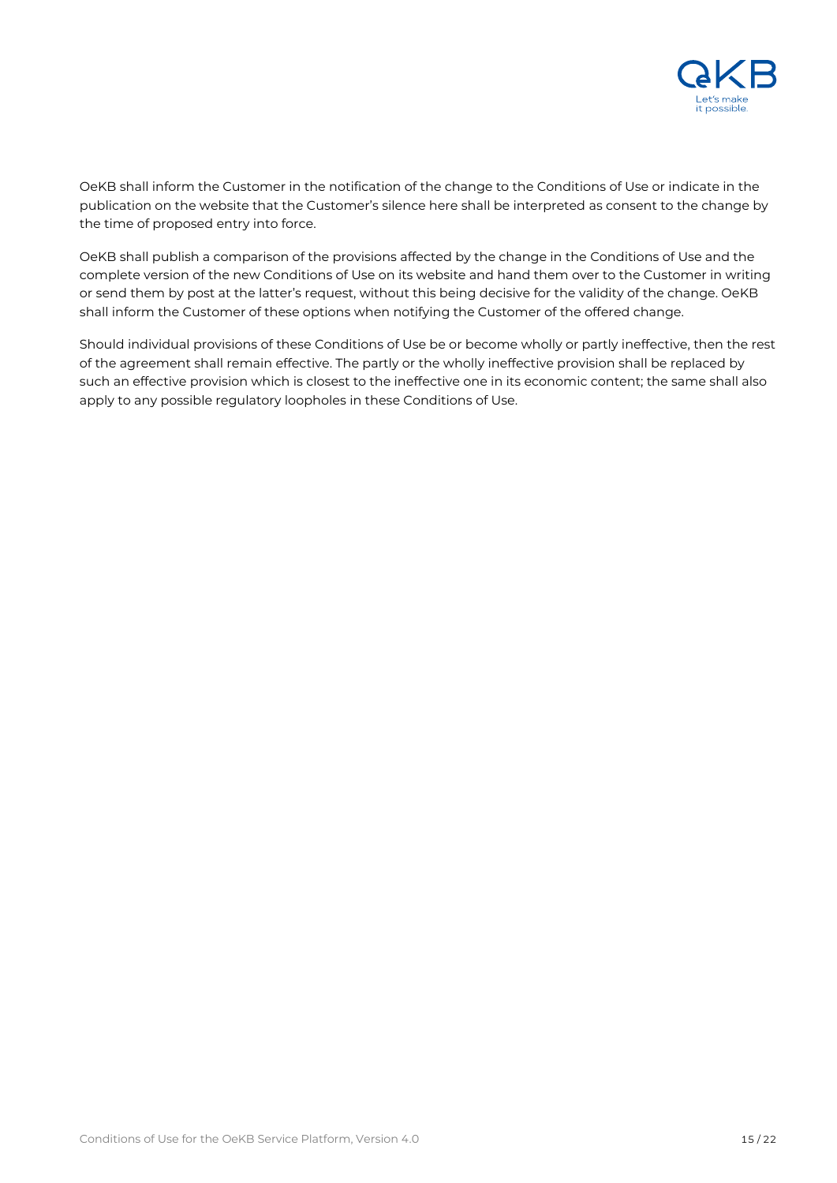OeKB shall inform the Customer in the notification of the change to the Conditions of Use or indicate in the publication on the website that the Customer's silence here shall be interpreted as consent to the change by the time of proposed entry into force.

OeKB shall publish a comparison of the provisions affected by the change in the Conditions of Use and the complete version of the new Conditions of Use on its website and hand them over to the Customer in writing or send them by post at the latter's request, without this being decisive for the validity of the change. OeKB shall inform the Customer of these options when notifying the Customer of the offered change.

Should individual provisions of these Conditions of Use be or become wholly or partly ineffective, then the rest of the agreement shall remain effective. The partly or the wholly ineffective provision shall be replaced by such an effective provision which is closest to the ineffective one in its economic content; the same shall also apply to any possible regulatory loopholes in these Conditions of Use.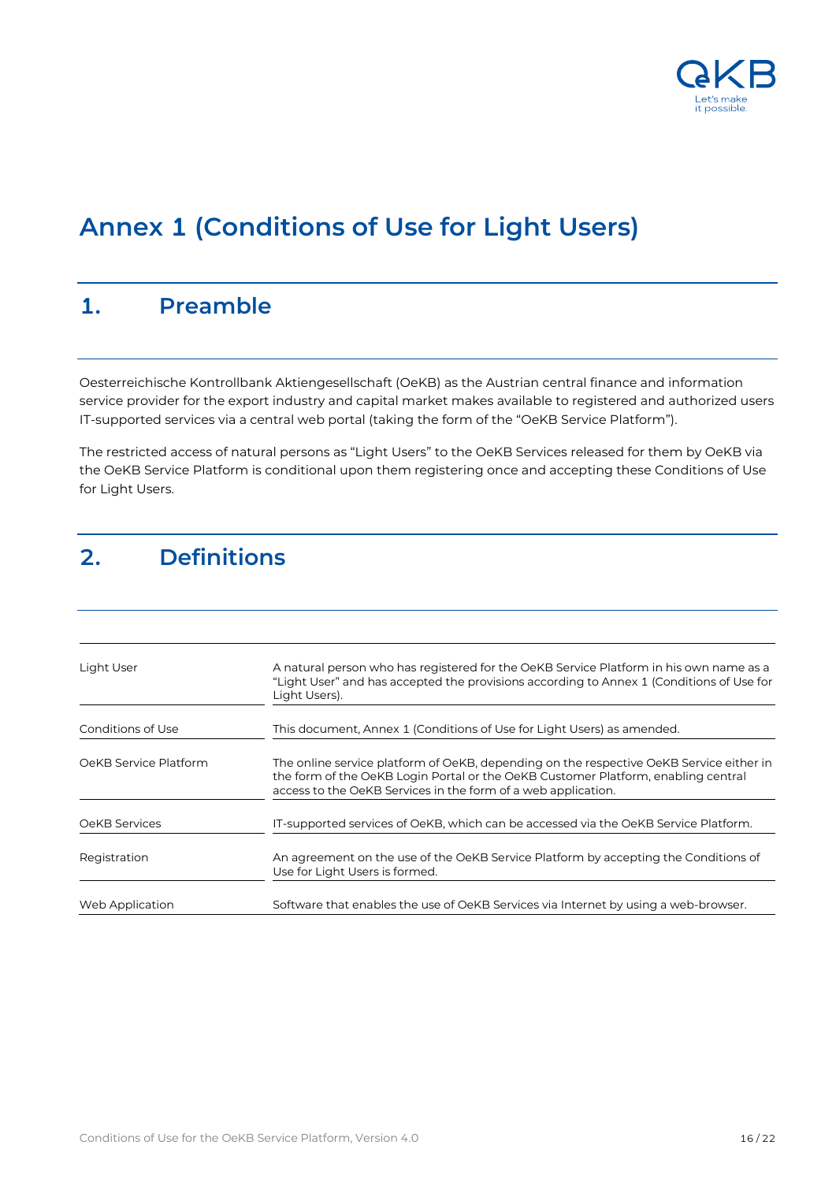# Annex 1 (Conditions of Use for Light Users)

## 1. Preamble

Oesterreichische Kontrollbank Aktiengesellschaft (OeKB) as the Austrian central finance and information service provider for the export industry and capital market makes available to registered and authorized users IT-supported services via a central web portal (taking the form of the "OeKB Service Platform").

The restricted access of natural persons as "Light Users" to the OeKB Services released for them by OeKB via the OeKB Service Platform is conditional upon them registering once and accepting these Conditions of Use for Light Users.

## 2. Definitions

| | |
|---|---|
| Light User | A natural person who has registered for the OeKB Service Platform in his own name as a "Light User" and has accepted the provisions according to Annex 1 (Conditions of Use for Light Users). |
| Conditions of Use | This document, Annex 1 (Conditions of Use for Light Users) as amended. |
| OeKB Service Platform | The online service platform of OeKB, depending on the respective OeKB Service either in the form of the OeKB Login Portal or the OeKB Customer Platform, enabling central access to the OeKB Services in the form of a web application. |
| OeKB Services | IT-supported services of OeKB, which can be accessed via the OeKB Service Platform. |
| Registration | An agreement on the use of the OeKB Service Platform by accepting the Conditions of Use for Light Users is formed. |
| Web Application | Software that enables the use of OeKB Services via Internet by using a web-browser. |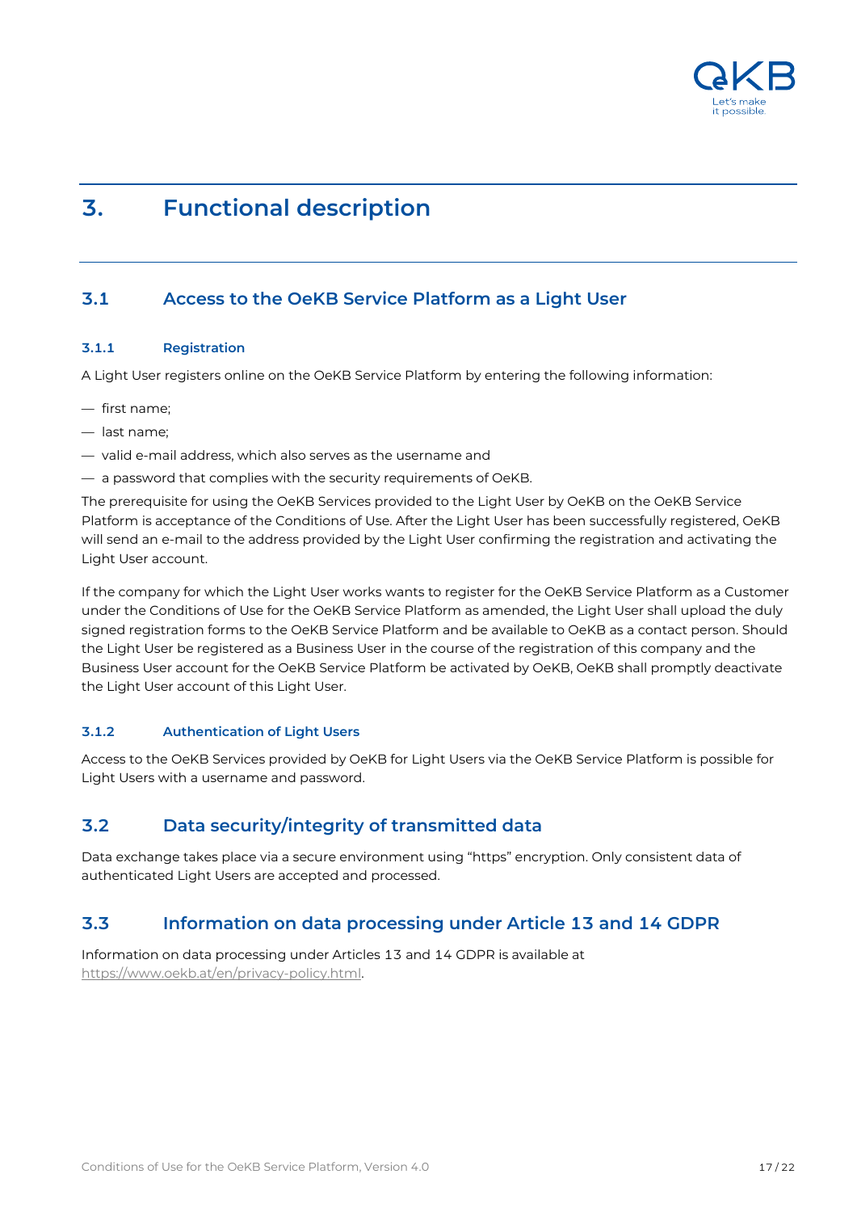# 3. Functional description

## 3.1 Access to the OeKB Service Platform as a Light User

### 3.1.1 Registration

A Light User registers online on the OeKB Service Platform by entering the following information:

- first name;
- last name;
- valid e-mail address, which also serves as the username and
- a password that complies with the security requirements of OeKB.

The prerequisite for using the OeKB Services provided to the Light User by OeKB on the OeKB Service Platform is acceptance of the Conditions of Use. After the Light User has been successfully registered, OeKB will send an e-mail to the address provided by the Light User confirming the registration and activating the Light User account.

If the company for which the Light User works wants to register for the OeKB Service Platform as a Customer under the Conditions of Use for the OeKB Service Platform as amended, the Light User shall upload the duly signed registration forms to the OeKB Service Platform and be available to OeKB as a contact person. Should the Light User be registered as a Business User in the course of the registration of this company and the Business User account for the OeKB Service Platform be activated by OeKB, OeKB shall promptly deactivate the Light User account of this Light User.

### 3.1.2 Authentication of Light Users

Access to the OeKB Services provided by OeKB for Light Users via the OeKB Service Platform is possible for Light Users with a username and password.

## 3.2 Data security/integrity of transmitted data

Data exchange takes place via a secure environment using "https" encryption. Only consistent data of authenticated Light Users are accepted and processed.

## 3.3 Information on data processing under Article 13 and 14 GDPR

Information on data processing under Articles 13 and 14 GDPR is available at https://www.oekb.at/en/privacy-policy.html.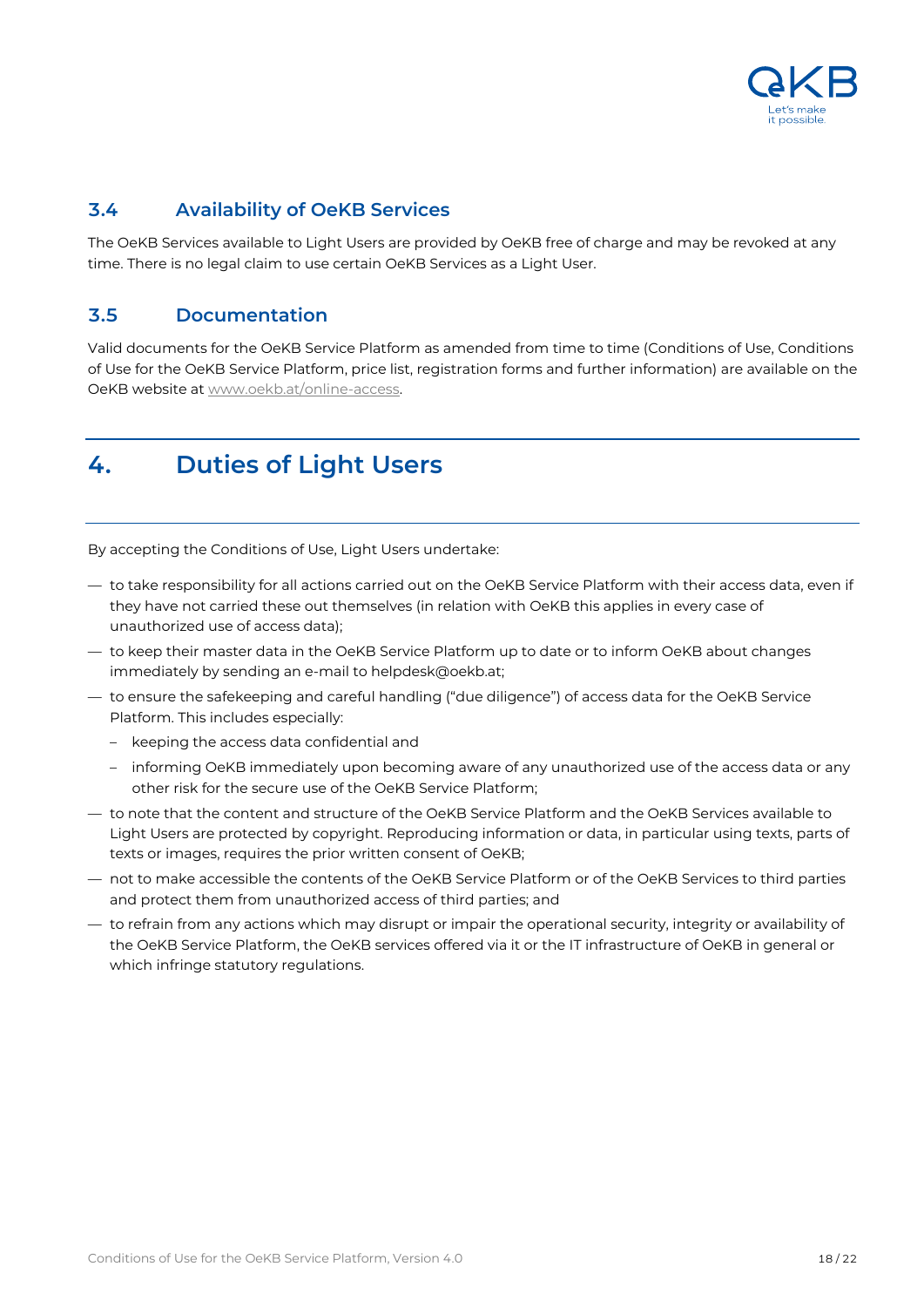### 3.4 Availability of OeKB Services

The OeKB Services available to Light Users are provided by OeKB free of charge and may be revoked at any time. There is no legal claim to use certain OeKB Services as a Light User.

### 3.5 Documentation

Valid documents for the OeKB Service Platform as amended from time to time (Conditions of Use, Conditions of Use for the OeKB Service Platform, price list, registration forms and further information) are available on the OeKB website at www.oekb.at/online-access.

## 4. Duties of Light Users

By accepting the Conditions of Use, Light Users undertake:

- to take responsibility for all actions carried out on the OeKB Service Platform with their access data, even if they have not carried these out themselves (in relation with OeKB this applies in every case of unauthorized use of access data);
- to keep their master data in the OeKB Service Platform up to date or to inform OeKB about changes immediately by sending an e-mail to helpdesk@oekb.at;
- to ensure the safekeeping and careful handling ("due diligence") of access data for the OeKB Service Platform. This includes especially:
  - keeping the access data confidential and
  - informing OeKB immediately upon becoming aware of any unauthorized use of the access data or any other risk for the secure use of the OeKB Service Platform;
- to note that the content and structure of the OeKB Service Platform and the OeKB Services available to Light Users are protected by copyright. Reproducing information or data, in particular using texts, parts of texts or images, requires the prior written consent of OeKB;
- not to make accessible the contents of the OeKB Service Platform or of the OeKB Services to third parties and protect them from unauthorized access of third parties; and
- to refrain from any actions which may disrupt or impair the operational security, integrity or availability of the OeKB Service Platform, the OeKB services offered via it or the IT infrastructure of OeKB in general or which infringe statutory regulations.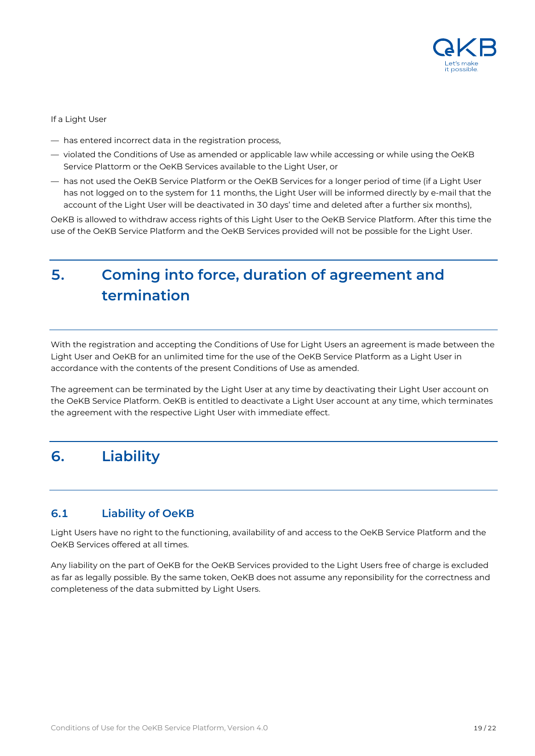If a Light User

- has entered incorrect data in the registration process,
- violated the Conditions of Use as amended or applicable law while accessing or while using the OeKB Service Plattorm or the OeKB Services available to the Light User, or
- has not used the OeKB Service Platform or the OeKB Services for a longer period of time (if a Light User has not logged on to the system for 11 months, the Light User will be informed directly by e-mail that the account of the Light User will be deactivated in 30 days' time and deleted after a further six months),

OeKB is allowed to withdraw access rights of this Light User to the OeKB Service Platform. After this time the use of the OeKB Service Platform and the OeKB Services provided will not be possible for the Light User.

# 5. Coming into force, duration of agreement and termination

With the registration and accepting the Conditions of Use for Light Users an agreement is made between the Light User and OeKB for an unlimited time for the use of the OeKB Service Platform as a Light User in accordance with the contents of the present Conditions of Use as amended.

The agreement can be terminated by the Light User at any time by deactivating their Light User account on the OeKB Service Platform. OeKB is entitled to deactivate a Light User account at any time, which terminates the agreement with the respective Light User with immediate effect.

# 6. Liability

## 6.1 Liability of OeKB

Light Users have no right to the functioning, availability of and access to the OeKB Service Platform and the OeKB Services offered at all times.

Any liability on the part of OeKB for the OeKB Services provided to the Light Users free of charge is excluded as far as legally possible. By the same token, OeKB does not assume any reponsibility for the correctness and completeness of the data submitted by Light Users.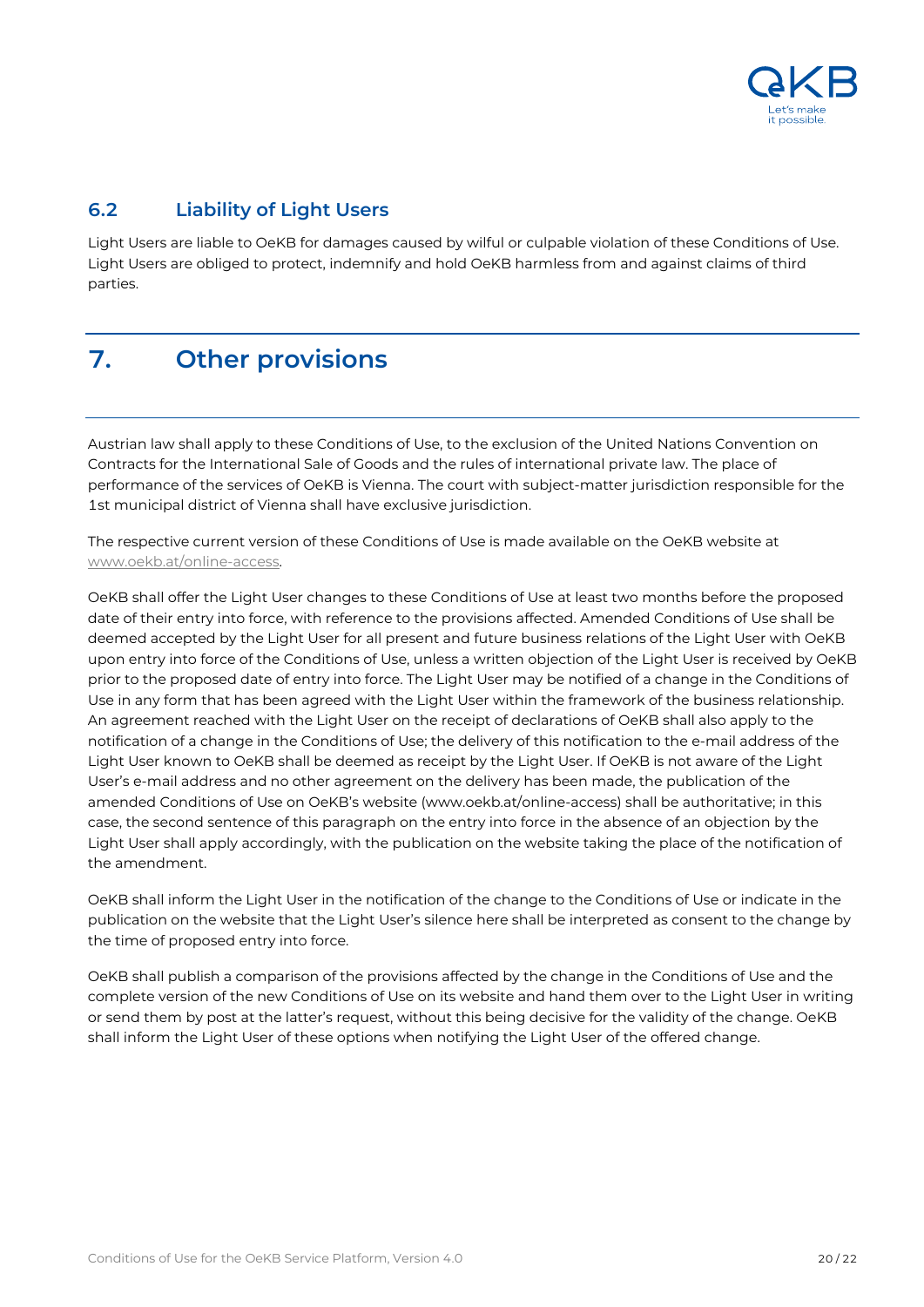### 6.2 Liability of Light Users

Light Users are liable to OeKB for damages caused by wilful or culpable violation of these Conditions of Use. Light Users are obliged to protect, indemnify and hold OeKB harmless from and against claims of third parties.

## 7. Other provisions

Austrian law shall apply to these Conditions of Use, to the exclusion of the United Nations Convention on Contracts for the International Sale of Goods and the rules of international private law. The place of performance of the services of OeKB is Vienna. The court with subject-matter jurisdiction responsible for the 1st municipal district of Vienna shall have exclusive jurisdiction.

The respective current version of these Conditions of Use is made available on the OeKB website at www.oekb.at/online-access.

OeKB shall offer the Light User changes to these Conditions of Use at least two months before the proposed date of their entry into force, with reference to the provisions affected. Amended Conditions of Use shall be deemed accepted by the Light User for all present and future business relations of the Light User with OeKB upon entry into force of the Conditions of Use, unless a written objection of the Light User is received by OeKB prior to the proposed date of entry into force. The Light User may be notified of a change in the Conditions of Use in any form that has been agreed with the Light User within the framework of the business relationship. An agreement reached with the Light User on the receipt of declarations of OeKB shall also apply to the notification of a change in the Conditions of Use; the delivery of this notification to the e-mail address of the Light User known to OeKB shall be deemed as receipt by the Light User. If OeKB is not aware of the Light User's e-mail address and no other agreement on the delivery has been made, the publication of the amended Conditions of Use on OeKB's website (www.oekb.at/online-access) shall be authoritative; in this case, the second sentence of this paragraph on the entry into force in the absence of an objection by the Light User shall apply accordingly, with the publication on the website taking the place of the notification of the amendment.

OeKB shall inform the Light User in the notification of the change to the Conditions of Use or indicate in the publication on the website that the Light User's silence here shall be interpreted as consent to the change by the time of proposed entry into force.

OeKB shall publish a comparison of the provisions affected by the change in the Conditions of Use and the complete version of the new Conditions of Use on its website and hand them over to the Light User in writing or send them by post at the latter's request, without this being decisive for the validity of the change. OeKB shall inform the Light User of these options when notifying the Light User of the offered change.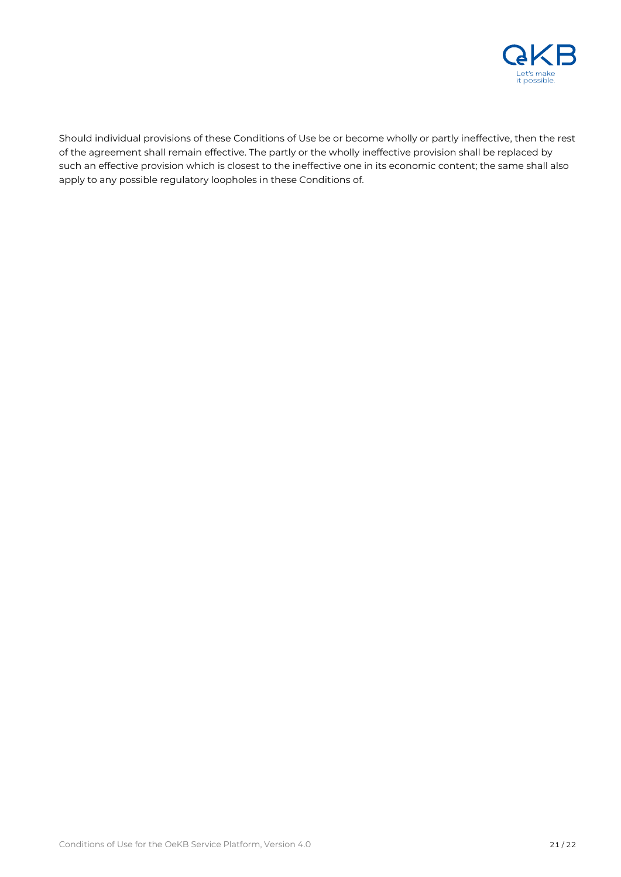Should individual provisions of these Conditions of Use be or become wholly or partly ineffective, then the rest of the agreement shall remain effective. The partly or the wholly ineffective provision shall be replaced by such an effective provision which is closest to the ineffective one in its economic content; the same shall also apply to any possible regulatory loopholes in these Conditions of.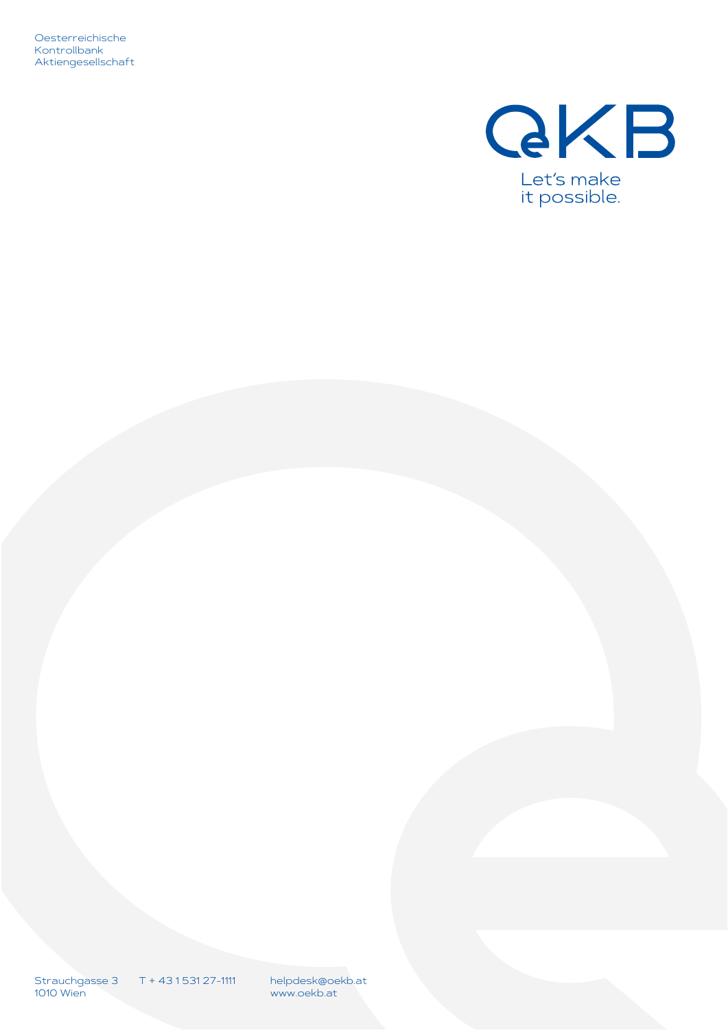Oesterreichische
Kontrollbank
Aktiengesellschaft

OeKB

Let's make
it possible.

Strauchgasse 3
1010 Wien

T + 43 1 531 27-1111

helpdesk@oekb.at
www.oekb.at